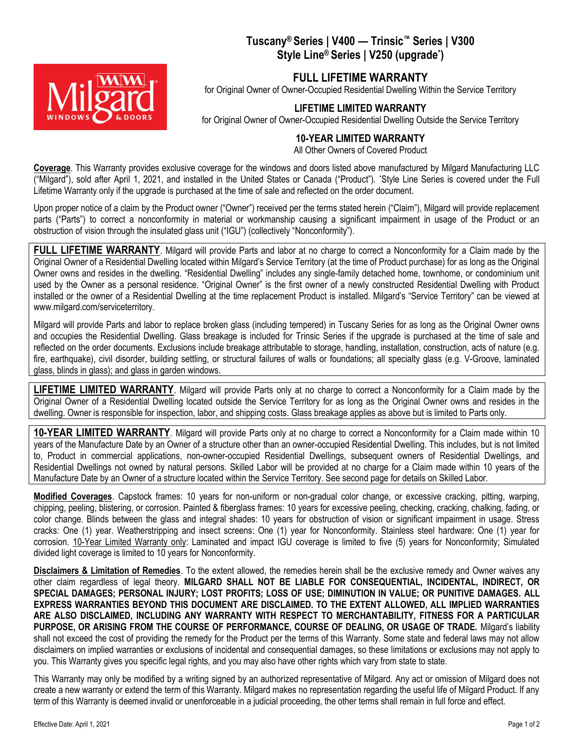# Tuscany® Series | V400 — Trinsic™ Series | V300 Style Line® Series | V250 (upgrade*)

## FULL LIFETIME WARRANTY

for Original Owner of Owner-Occupied Residential Dwelling Within the Service Territory

## LIFETIME LIMITED WARRANTY

for Original Owner of Owner-Occupied Residential Dwelling Outside the Service Territory

## 10-YEAR LIMITED WARRANTY

All Other Owners of Covered Product

**Coverage**. This Warranty provides exclusive coverage for the windows and doors listed above manufactured by Milgard Manufacturing LLC ("Milgard"), sold after April 1, 2021, and installed in the United States or Canada ("Product"). *Style Line Series is covered under the Full Lifetime Warranty only if the upgrade is purchased at the time of sale and reflected on the order document.

Upon proper notice of a claim by the Product owner ("Owner") received per the terms stated herein ("Claim"), Milgard will provide replacement parts ("Parts") to correct a nonconformity in material or workmanship causing a significant impairment in usage of the Product or an obstruction of vision through the insulated glass unit ("IGU") (collectively "Nonconformity").

**FULL LIFETIME WARRANTY**. Milgard will provide Parts and labor at no charge to correct a Nonconformity for a Claim made by the Original Owner of a Residential Dwelling located within Milgard's Service Territory (at the time of Product purchase) for as long as the Original Owner owns and resides in the dwelling. "Residential Dwelling" includes any single-family detached home, townhome, or condominium unit used by the Owner as a personal residence. "Original Owner" is the first owner of a newly constructed Residential Dwelling with Product installed or the owner of a Residential Dwelling at the time replacement Product is installed. Milgard's "Service Territory" can be viewed at www.milgard.com/serviceterritory.

Milgard will provide Parts and labor to replace broken glass (including tempered) in Tuscany Series for as long as the Original Owner owns and occupies the Residential Dwelling. Glass breakage is included for Trinsic Series if the upgrade is purchased at the time of sale and reflected on the order documents. Exclusions include breakage attributable to storage, handling, installation, construction, acts of nature (e.g. fire, earthquake), civil disorder, building settling, or structural failures of walls or foundations; all specialty glass (e.g. V-Groove, laminated glass, blinds in glass); and glass in garden windows.

**LIFETIME LIMITED WARRANTY**. Milgard will provide Parts only at no charge to correct a Nonconformity for a Claim made by the Original Owner of a Residential Dwelling located outside the Service Territory for as long as the Original Owner owns and resides in the dwelling. Owner is responsible for inspection, labor, and shipping costs. Glass breakage applies as above but is limited to Parts only.

**10-YEAR LIMITED WARRANTY**. Milgard will provide Parts only at no charge to correct a Nonconformity for a Claim made within 10 years of the Manufacture Date by an Owner of a structure other than an owner-occupied Residential Dwelling. This includes, but is not limited to, Product in commercial applications, non-owner-occupied Residential Dwellings, subsequent owners of Residential Dwellings, and Residential Dwellings not owned by natural persons. Skilled Labor will be provided at no charge for a Claim made within 10 years of the Manufacture Date by an Owner of a structure located within the Service Territory. See second page for details on Skilled Labor.

**Modified Coverages**. Capstock frames: 10 years for non-uniform or non-gradual color change, or excessive cracking, pitting, warping, chipping, peeling, blistering, or corrosion. Painted & fiberglass frames: 10 years for excessive peeling, checking, cracking, chalking, fading, or color change. Blinds between the glass and integral shades: 10 years for obstruction of vision or significant impairment in usage. Stress cracks: One (1) year. Weatherstripping and insect screens: One (1) year for Nonconformity. Stainless steel hardware: One (1) year for corrosion. 10-Year Limited Warranty only: Laminated and impact IGU coverage is limited to five (5) years for Nonconformity; Simulated divided light coverage is limited to 10 years for Nonconformity.

**Disclaimers & Limitation of Remedies**. To the extent allowed, the remedies herein shall be the exclusive remedy and Owner waives any other claim regardless of legal theory. **MILGARD SHALL NOT BE LIABLE FOR CONSEQUENTIAL, INCIDENTAL, INDIRECT, OR SPECIAL DAMAGES; PERSONAL INJURY; LOST PROFITS; LOSS OF USE; DIMINUTION IN VALUE; OR PUNITIVE DAMAGES. ALL EXPRESS WARRANTIES BEYOND THIS DOCUMENT ARE DISCLAIMED. TO THE EXTENT ALLOWED, ALL IMPLIED WARRANTIES ARE ALSO DISCLAIMED, INCLUDING ANY WARRANTY WITH RESPECT TO MERCHANTABILITY, FITNESS FOR A PARTICULAR PURPOSE, OR ARISING FROM THE COURSE OF PERFORMANCE, COURSE OF DEALING, OR USAGE OF TRADE.** Milgard's liability shall not exceed the cost of providing the remedy for the Product per the terms of this Warranty. Some state and federal laws may not allow disclaimers on implied warranties or exclusions of incidental and consequential damages, so these limitations or exclusions may not apply to you. This Warranty gives you specific legal rights, and you may also have other rights which vary from state to state.

This Warranty may only be modified by a writing signed by an authorized representative of Milgard. Any act or omission of Milgard does not create a new warranty or extend the term of this Warranty. Milgard makes no representation regarding the useful life of Milgard Product. If any term of this Warranty is deemed invalid or unenforceable in a judicial proceeding, the other terms shall remain in full force and effect.

Effective Date: April 1, 2021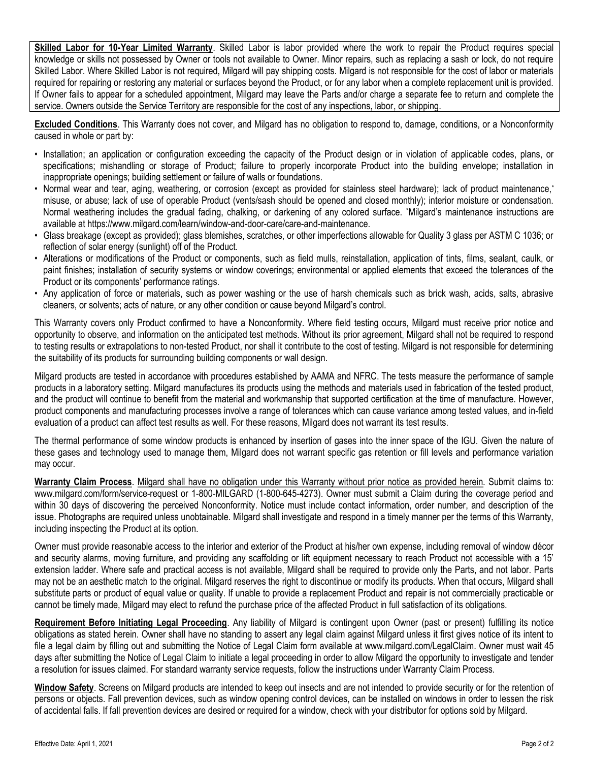**Skilled Labor for 10-Year Limited Warranty**. Skilled Labor is labor provided where the work to repair the Product requires special knowledge or skills not possessed by Owner or tools not available to Owner. Minor repairs, such as replacing a sash or lock, do not require Skilled Labor. Where Skilled Labor is not required, Milgard will pay shipping costs. Milgard is not responsible for the cost of labor or materials required for repairing or restoring any material or surfaces beyond the Product, or for any labor when a complete replacement unit is provided. If Owner fails to appear for a scheduled appointment, Milgard may leave the Parts and/or charge a separate fee to return and complete the service. Owners outside the Service Territory are responsible for the cost of any inspections, labor, or shipping.

**Excluded Conditions**. This Warranty does not cover, and Milgard has no obligation to respond to, damage, conditions, or a Nonconformity caused in whole or part by:

- Installation; an application or configuration exceeding the capacity of the Product design or in violation of applicable codes, plans, or specifications; mishandling or storage of Product; failure to properly incorporate Product into the building envelope; installation in inappropriate openings; building settlement or failure of walls or foundations.
- Normal wear and tear, aging, weathering, or corrosion (except as provided for stainless steel hardware); lack of product maintenance,* misuse, or abuse; lack of use of operable Product (vents/sash should be opened and closed monthly); interior moisture or condensation. Normal weathering includes the gradual fading, chalking, or darkening of any colored surface. *Milgard's maintenance instructions are available at https://www.milgard.com/learn/window-and-door-care/care-and-maintenance.
- Glass breakage (except as provided); glass blemishes, scratches, or other imperfections allowable for Quality 3 glass per ASTM C 1036; or reflection of solar energy (sunlight) off of the Product.
- Alterations or modifications of the Product or components, such as field mulls, reinstallation, application of tints, films, sealant, caulk, or paint finishes; installation of security systems or window coverings; environmental or applied elements that exceed the tolerances of the Product or its components' performance ratings.
- Any application of force or materials, such as power washing or the use of harsh chemicals such as brick wash, acids, salts, abrasive cleaners, or solvents; acts of nature, or any other condition or cause beyond Milgard's control.

This Warranty covers only Product confirmed to have a Nonconformity. Where field testing occurs, Milgard must receive prior notice and opportunity to observe, and information on the anticipated test methods. Without its prior agreement, Milgard shall not be required to respond to testing results or extrapolations to non-tested Product, nor shall it contribute to the cost of testing. Milgard is not responsible for determining the suitability of its products for surrounding building components or wall design.

Milgard products are tested in accordance with procedures established by AAMA and NFRC. The tests measure the performance of sample products in a laboratory setting. Milgard manufactures its products using the methods and materials used in fabrication of the tested product, and the product will continue to benefit from the material and workmanship that supported certification at the time of manufacture. However, product components and manufacturing processes involve a range of tolerances which can cause variance among tested values, and in-field evaluation of a product can affect test results as well. For these reasons, Milgard does not warrant its test results.

The thermal performance of some window products is enhanced by insertion of gases into the inner space of the IGU. Given the nature of these gases and technology used to manage them, Milgard does not warrant specific gas retention or fill levels and performance variation may occur.

**Warranty Claim Process**. Milgard shall have no obligation under this Warranty without prior notice as provided herein. Submit claims to: www.milgard.com/form/service-request or 1-800-MILGARD (1-800-645-4273). Owner must submit a Claim during the coverage period and within 30 days of discovering the perceived Nonconformity. Notice must include contact information, order number, and description of the issue. Photographs are required unless unobtainable. Milgard shall investigate and respond in a timely manner per the terms of this Warranty, including inspecting the Product at its option.

Owner must provide reasonable access to the interior and exterior of the Product at his/her own expense, including removal of window décor and security alarms, moving furniture, and providing any scaffolding or lift equipment necessary to reach Product not accessible with a 15' extension ladder. Where safe and practical access is not available, Milgard shall be required to provide only the Parts, and not labor. Parts may not be an aesthetic match to the original. Milgard reserves the right to discontinue or modify its products. When that occurs, Milgard shall substitute parts or product of equal value or quality. If unable to provide a replacement Product and repair is not commercially practicable or cannot be timely made, Milgard may elect to refund the purchase price of the affected Product in full satisfaction of its obligations.

**Requirement Before Initiating Legal Proceeding**. Any liability of Milgard is contingent upon Owner (past or present) fulfilling its notice obligations as stated herein. Owner shall have no standing to assert any legal claim against Milgard unless it first gives notice of its intent to file a legal claim by filling out and submitting the Notice of Legal Claim form available at www.milgard.com/LegalClaim. Owner must wait 45 days after submitting the Notice of Legal Claim to initiate a legal proceeding in order to allow Milgard the opportunity to investigate and tender a resolution for issues claimed. For standard warranty service requests, follow the instructions under Warranty Claim Process.

**Window Safety**. Screens on Milgard products are intended to keep out insects and are not intended to provide security or for the retention of persons or objects. Fall prevention devices, such as window opening control devices, can be installed on windows in order to lessen the risk of accidental falls. If fall prevention devices are desired or required for a window, check with your distributor for options sold by Milgard.

Effective Date: April 1, 2021